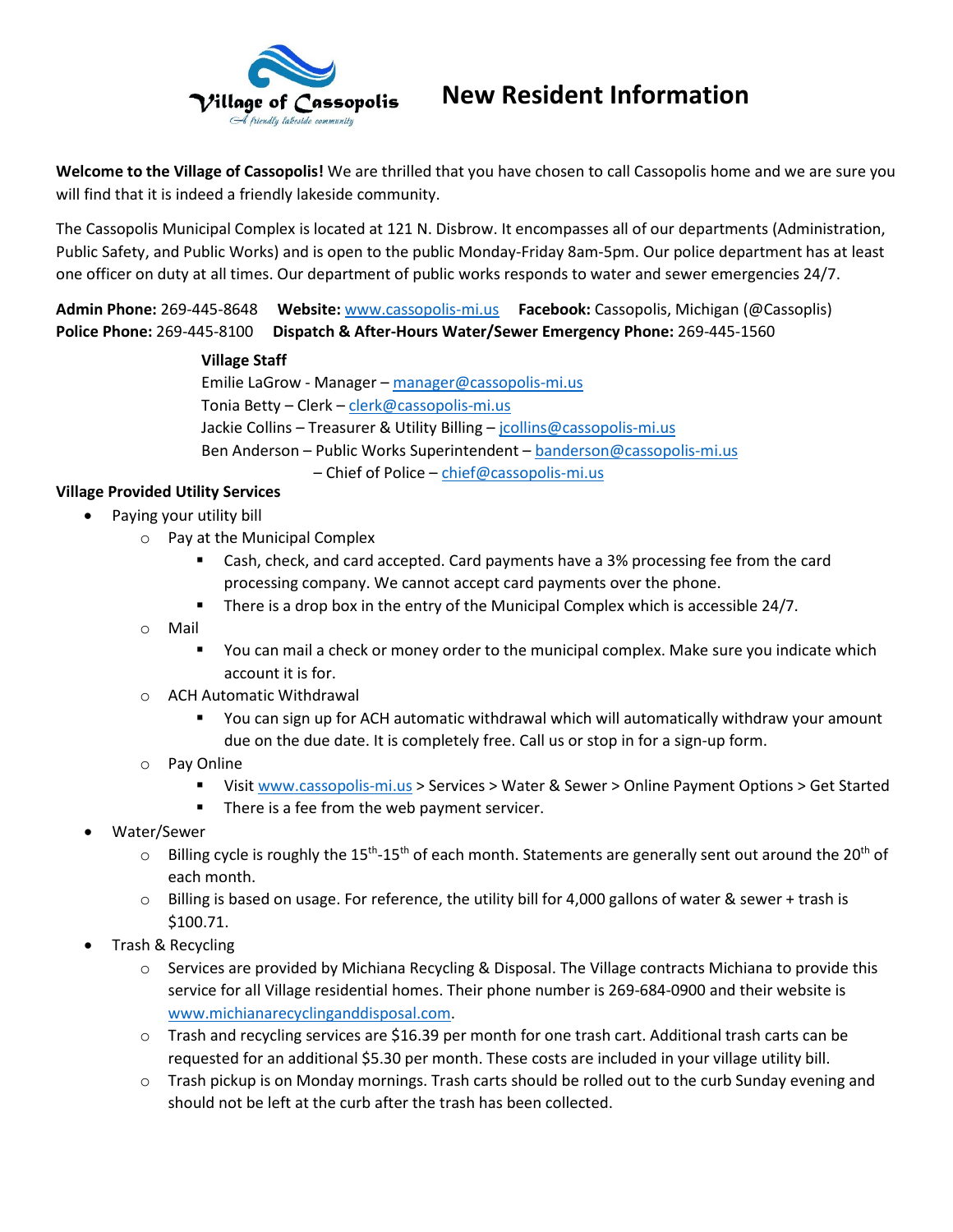# New Resident Information

**Welcome to the Village of Cassopolis!** We are thrilled that you have chosen to call Cassopolis home and we are sure you will find that it is indeed a friendly lakeside community.

The Cassopolis Municipal Complex is located at 121 N. Disbrow. It encompasses all of our departments (Administration, Public Safety, and Public Works) and is open to the public Monday-Friday 8am-5pm. Our police department has at least one officer on duty at all times. Our department of public works responds to water and sewer emergencies 24/7.

**Admin Phone:** 269-445-8648 **Website:** www.cassopolis-mi.us **Facebook:** Cassopolis, Michigan (@Cassoplis)
**Police Phone:** 269-445-8100 **Dispatch & After-Hours Water/Sewer Emergency Phone:** 269-445-1560

**Village Staff**
Emilie LaGrow - Manager – manager@cassopolis-mi.us
Tonia Betty – Clerk – clerk@cassopolis-mi.us
Jackie Collins – Treasurer & Utility Billing – jcollins@cassopolis-mi.us
Ben Anderson – Public Works Superintendent – banderson@cassopolis-mi.us
– Chief of Police – chief@cassopolis-mi.us

**Village Provided Utility Services**

- Paying your utility bill
  - Pay at the Municipal Complex
    - Cash, check, and card accepted. Card payments have a 3% processing fee from the card processing company. We cannot accept card payments over the phone.
    - There is a drop box in the entry of the Municipal Complex which is accessible 24/7.
  - Mail
    - You can mail a check or money order to the municipal complex. Make sure you indicate which account it is for.
  - ACH Automatic Withdrawal
    - You can sign up for ACH automatic withdrawal which will automatically withdraw your amount due on the due date. It is completely free. Call us or stop in for a sign-up form.
  - Pay Online
    - Visit www.cassopolis-mi.us > Services > Water & Sewer > Online Payment Options > Get Started
    - There is a fee from the web payment servicer.
- Water/Sewer
  - Billing cycle is roughly the 15th-15th of each month. Statements are generally sent out around the 20th of each month.
  - Billing is based on usage. For reference, the utility bill for 4,000 gallons of water & sewer + trash is $100.71.
- Trash & Recycling
  - Services are provided by Michiana Recycling & Disposal. The Village contracts Michiana to provide this service for all Village residential homes. Their phone number is 269-684-0900 and their website is www.michianarecyclinganddisposal.com.
  - Trash and recycling services are $16.39 per month for one trash cart. Additional trash carts can be requested for an additional $5.30 per month. These costs are included in your village utility bill.
  - Trash pickup is on Monday mornings. Trash carts should be rolled out to the curb Sunday evening and should not be left at the curb after the trash has been collected.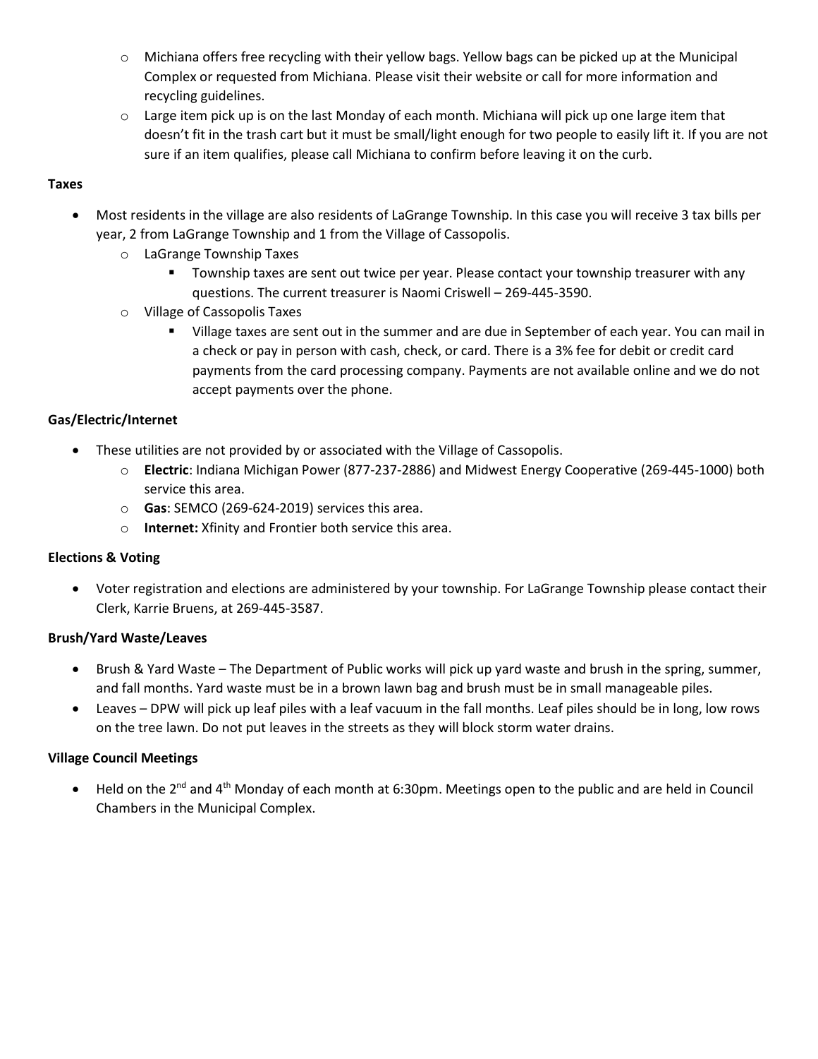- Michiana offers free recycling with their yellow bags. Yellow bags can be picked up at the Municipal Complex or requested from Michiana. Please visit their website or call for more information and recycling guidelines.
  - Large item pick up is on the last Monday of each month. Michiana will pick up one large item that doesn't fit in the trash cart but it must be small/light enough for two people to easily lift it. If you are not sure if an item qualifies, please call Michiana to confirm before leaving it on the curb.

**Taxes**

- Most residents in the village are also residents of LaGrange Township. In this case you will receive 3 tax bills per year, 2 from LaGrange Township and 1 from the Village of Cassopolis.
  - LaGrange Township Taxes
    - Township taxes are sent out twice per year. Please contact your township treasurer with any questions. The current treasurer is Naomi Criswell – 269-445-3590.
  - Village of Cassopolis Taxes
    - Village taxes are sent out in the summer and are due in September of each year. You can mail in a check or pay in person with cash, check, or card. There is a 3% fee for debit or credit card payments from the card processing company. Payments are not available online and we do not accept payments over the phone.

**Gas/Electric/Internet**

- These utilities are not provided by or associated with the Village of Cassopolis.
  - **Electric**: Indiana Michigan Power (877-237-2886) and Midwest Energy Cooperative (269-445-1000) both service this area.
  - **Gas**: SEMCO (269-624-2019) services this area.
  - **Internet:** Xfinity and Frontier both service this area.

**Elections & Voting**

- Voter registration and elections are administered by your township. For LaGrange Township please contact their Clerk, Karrie Bruens, at 269-445-3587.

**Brush/Yard Waste/Leaves**

- Brush & Yard Waste – The Department of Public works will pick up yard waste and brush in the spring, summer, and fall months. Yard waste must be in a brown lawn bag and brush must be in small manageable piles.
- Leaves – DPW will pick up leaf piles with a leaf vacuum in the fall months. Leaf piles should be in long, low rows on the tree lawn. Do not put leaves in the streets as they will block storm water drains.

**Village Council Meetings**

- Held on the 2nd and 4th Monday of each month at 6:30pm. Meetings open to the public and are held in Council Chambers in the Municipal Complex.